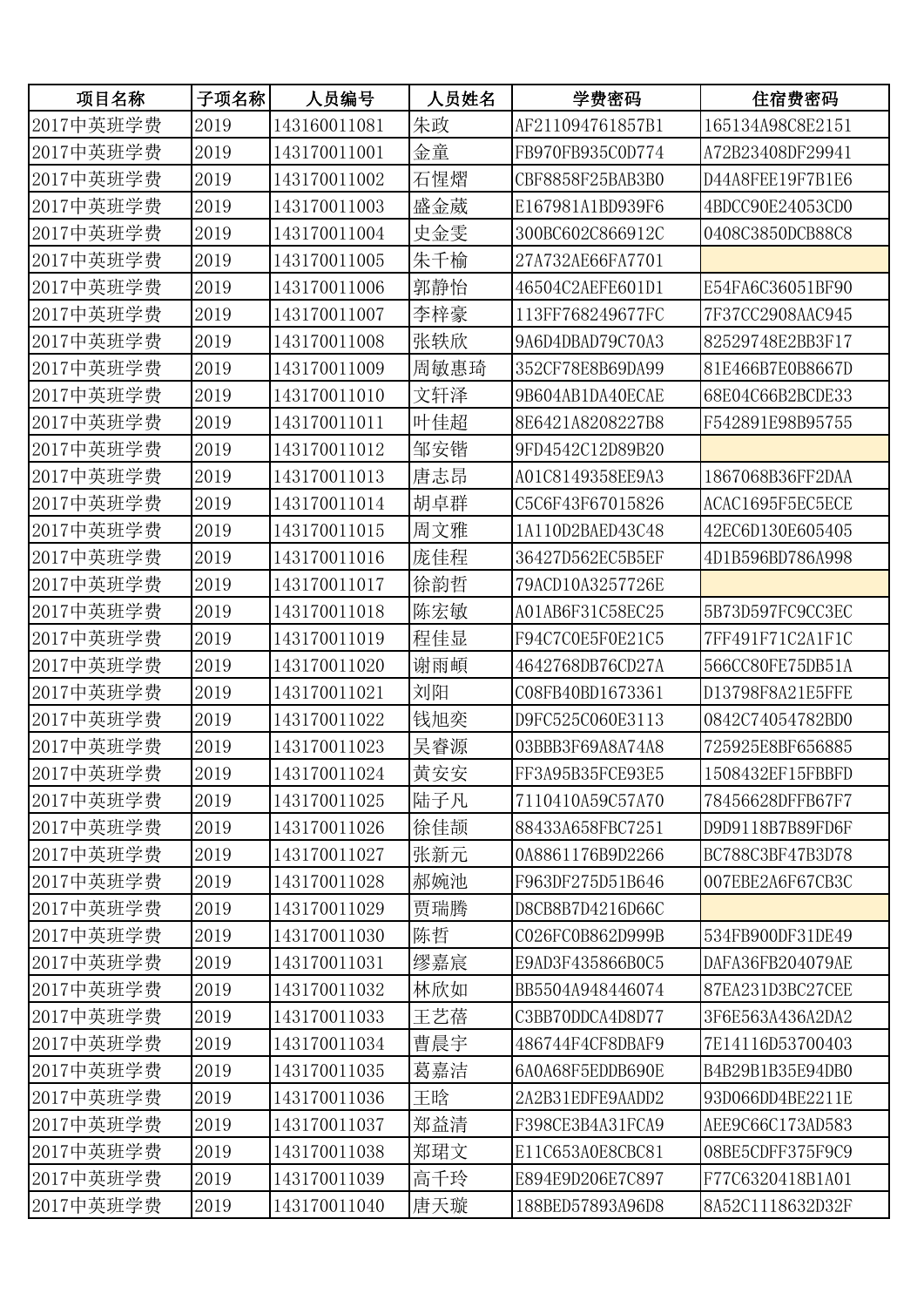| 项目名称 | 子项名称 | 人员编号 | 人员姓名 | 学费密码 | 住宿费密码 |
|---|---|---|---|---|---|
| 2017中英班学费 | 2019 | 143160011081 | 朱政 | AF211094761857B1 | 165134A98C8E2151 |
| 2017中英班学费 | 2019 | 143170011001 | 金童 | FB970FB935C0D774 | A72B23408DF29941 |
| 2017中英班学费 | 2019 | 143170011002 | 石惺熠 | CBF8858F25BAB3B0 | D44A8FEE19F7B1E6 |
| 2017中英班学费 | 2019 | 143170011003 | 盛金葳 | E167981A1BD939F6 | 4BDCC90E24053CD0 |
| 2017中英班学费 | 2019 | 143170011004 | 史金雯 | 300BC602C866912C | 0408C3850DCB88C8 |
| 2017中英班学费 | 2019 | 143170011005 | 朱千榆 | 27A732AE66FA7701 | |
| 2017中英班学费 | 2019 | 143170011006 | 郭静怡 | 46504C2AEFE601D1 | E54FA6C36051BF90 |
| 2017中英班学费 | 2019 | 143170011007 | 李梓豪 | 113FF768249677FC | 7F37CC2908AAC945 |
| 2017中英班学费 | 2019 | 143170011008 | 张铁欣 | 9A6D4DBAD79C70A3 | 82529748E2BB3F17 |
| 2017中英班学费 | 2019 | 143170011009 | 周敏惠琦 | 352CF78E8B69DA99 | 81E466B7E0B8667D |
| 2017中英班学费 | 2019 | 143170011010 | 文轩泽 | 9B604AB1DA40ECAE | 68E04C66B2BCDE33 |
| 2017中英班学费 | 2019 | 143170011011 | 叶佳超 | 8E6421A8208227B8 | F542891E98B95755 |
| 2017中英班学费 | 2019 | 143170011012 | 邹安锴 | 9FD4542C12D89B20 | |
| 2017中英班学费 | 2019 | 143170011013 | 唐志昂 | A01C8149358EE9A3 | 1867068B36FF2DAA |
| 2017中英班学费 | 2019 | 143170011014 | 胡卓群 | C5C6F43F67015826 | ACAC1695F5EC5ECE |
| 2017中英班学费 | 2019 | 143170011015 | 周文雅 | 1A110D2BAED43C48 | 42EC6D130E605405 |
| 2017中英班学费 | 2019 | 143170011016 | 庞佳程 | 36427D562EC5B5EF | 4D1B596BD786A998 |
| 2017中英班学费 | 2019 | 143170011017 | 徐韵哲 | 79ACD10A3257726E | |
| 2017中英班学费 | 2019 | 143170011018 | 陈宏敏 | A01AB6F31C58EC25 | 5B73D597FC9CC3EC |
| 2017中英班学费 | 2019 | 143170011019 | 程佳显 | F94C7C0E5F0E21C5 | 7FF491F71C2A1F1C |
| 2017中英班学费 | 2019 | 143170011020 | 谢雨頔 | 4642768DB76CD27A | 566CC80FE75DB51A |
| 2017中英班学费 | 2019 | 143170011021 | 刘阳 | C08FB40BD1673361 | D13798F8A21E5FFE |
| 2017中英班学费 | 2019 | 143170011022 | 钱旭奕 | D9FC525C060E3113 | 0842C74054782BD0 |
| 2017中英班学费 | 2019 | 143170011023 | 吴睿源 | 03BBB3F69A8A74A8 | 725925E8BF656885 |
| 2017中英班学费 | 2019 | 143170011024 | 黄安安 | FF3A95B35FCE93E5 | 1508432EF15FBBFD |
| 2017中英班学费 | 2019 | 143170011025 | 陆子凡 | 7110410A59C57A70 | 78456628DFFB67F7 |
| 2017中英班学费 | 2019 | 143170011026 | 徐佳颉 | 88433A658FBC7251 | D9D9118B7B89FD6F |
| 2017中英班学费 | 2019 | 143170011027 | 张新元 | 0A8861176B9D2266 | BC788C3BF47B3D78 |
| 2017中英班学费 | 2019 | 143170011028 | 郝婉池 | F963DF275D51B646 | 007EBE2A6F67CB3C |
| 2017中英班学费 | 2019 | 143170011029 | 贾瑞腾 | D8CB8B7D4216D66C | |
| 2017中英班学费 | 2019 | 143170011030 | 陈哲 | C026FC0B862D999B | 534FB900DF31DE49 |
| 2017中英班学费 | 2019 | 143170011031 | 缪嘉宸 | E9AD3F435866B0C5 | DAFA36FB204079AE |
| 2017中英班学费 | 2019 | 143170011032 | 林欣如 | BB5504A948446074 | 87EA231D3BC27CEE |
| 2017中英班学费 | 2019 | 143170011033 | 王艺蓓 | C3BB70DDCA4D8D77 | 3F6E563A436A2DA2 |
| 2017中英班学费 | 2019 | 143170011034 | 曹晨宇 | 486744F4CF8DBAF9 | 7E14116D53700403 |
| 2017中英班学费 | 2019 | 143170011035 | 葛嘉洁 | 6A0A68F5EDDB690E | B4B29B1B35E94DB0 |
| 2017中英班学费 | 2019 | 143170011036 | 王晗 | 2A2B31EDFE9AADD2 | 93D066DD4BE2211E |
| 2017中英班学费 | 2019 | 143170011037 | 郑益清 | F398CE3B4A31FCA9 | AEE9C66C173AD583 |
| 2017中英班学费 | 2019 | 143170011038 | 郑珺文 | E11C653A0E8CBC81 | 08BE5CDFF375F9C9 |
| 2017中英班学费 | 2019 | 143170011039 | 高千玲 | E894E9D206E7C897 | F77C6320418B1A01 |
| 2017中英班学费 | 2019 | 143170011040 | 唐天璇 | 188BED57893A96D8 | 8A52C1118632D32F |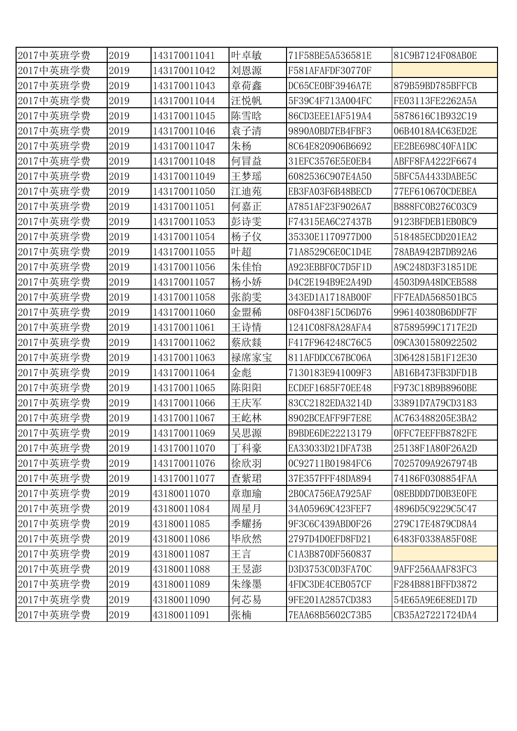| | | | | | |
|---|---|---|---|---|---|
| 2017中英班学费 | 2019 | 143170011041 | 叶卓敏 | 71F58BE5A536581E | 81C9B7124F08AB0E |
| 2017中英班学费 | 2019 | 143170011042 | 刘恩源 | F581AFAFDF30770F | |
| 2017中英班学费 | 2019 | 143170011043 | 章荷鑫 | DC65CE0BF3946A7E | 879B59BD785BFFCB |
| 2017中英班学费 | 2019 | 143170011044 | 汪悦帆 | 5F39C4F713A004FC | FE03113FE2262A5A |
| 2017中英班学费 | 2019 | 143170011045 | 陈雪晗 | 86CD3EEE1AF519A4 | 5878616C1B932C19 |
| 2017中英班学费 | 2019 | 143170011046 | 袁子清 | 9890A0BD7EB4FBF3 | 06B4018A4C63ED2E |
| 2017中英班学费 | 2019 | 143170011047 | 朱杨 | 8C64E820906B6692 | EE2BE698C40FA1DC |
| 2017中英班学费 | 2019 | 143170011048 | 何冒益 | 31EFC3576E5E0EB4 | ABFF8FA4222F6674 |
| 2017中英班学费 | 2019 | 143170011049 | 王梦瑶 | 6082536C907E4A50 | 5BFC5A4433DABE5C |
| 2017中英班学费 | 2019 | 143170011050 | 江迪苑 | EB3FA03F6B48BECD | 77EF610670CDEBEA |
| 2017中英班学费 | 2019 | 143170011051 | 何嘉正 | A7851AF23F9026A7 | B888FC0B276C03C9 |
| 2017中英班学费 | 2019 | 143170011053 | 彭诗雯 | F74315EA6C27437B | 9123BFDEB1EB0BC9 |
| 2017中英班学费 | 2019 | 143170011054 | 杨子仪 | 35330E1170977D00 | 518485ECDD201EA2 |
| 2017中英班学费 | 2019 | 143170011055 | 叶超 | 71A8529C6E0C1D4E | 78ABA942B7DB92A6 |
| 2017中英班学费 | 2019 | 143170011056 | 朱佳怡 | A923EBBF0C7D5F1D | A9C248D3F31851DE |
| 2017中英班学费 | 2019 | 143170011057 | 杨小娇 | D4C2E194B9E2A49D | 4503D9A48DCEB588 |
| 2017中英班学费 | 2019 | 143170011058 | 张韵雯 | 343ED1A1718AB00F | FF7EADA568501BC5 |
| 2017中英班学费 | 2019 | 143170011060 | 金盟稀 | 08F0438F15CD6D76 | 996140380B6DDF7F |
| 2017中英班学费 | 2019 | 143170011061 | 王诗情 | 1241C08F8A28AFA4 | 87589599C1717E2D |
| 2017中英班学费 | 2019 | 143170011062 | 蔡欣燚 | F417F964248C76C5 | 09CA301580922502 |
| 2017中英班学费 | 2019 | 143170011063 | 禄席家宝 | 811AFDDCC67BC06A | 3D642815B1F12E30 |
| 2017中英班学费 | 2019 | 143170011064 | 金彪 | 7130183E941009F3 | AB16B473FB3DFD1B |
| 2017中英班学费 | 2019 | 143170011065 | 陈阳阳 | ECDEF1685F70EE48 | F973C18B9B8960BE |
| 2017中英班学费 | 2019 | 143170011066 | 王庆军 | 83CC2182EDA3214D | 33891D7A79CD3183 |
| 2017中英班学费 | 2019 | 143170011067 | 王屹林 | 8902BCEAFF9F7E8E | AC763488205E3BA2 |
| 2017中英班学费 | 2019 | 143170011069 | 吴思源 | B9BDE6DE22213179 | 0FFC7EEFFB8782FE |
| 2017中英班学费 | 2019 | 143170011070 | 丁科豪 | EA33033D21DFA73B | 25138F1A80F26A2D |
| 2017中英班学费 | 2019 | 143170011076 | 徐欣羽 | 0C92711B01984FC6 | 7025709A9267974B |
| 2017中英班学费 | 2019 | 143170011077 | 查紫珺 | 37E357FFF48DA894 | 74186F0308854FAA |
| 2017中英班学费 | 2019 | 43180011070 | 章珈瑜 | 2B0CA756EA7925AF | 08EBDDD7D0B3E0FE |
| 2017中英班学费 | 2019 | 43180011084 | 周星月 | 34A05969C423FEF7 | 4896D5C9229C5C47 |
| 2017中英班学费 | 2019 | 43180011085 | 季耀扬 | 9F3C6C439ABD0F26 | 279C17E4879CD8A4 |
| 2017中英班学费 | 2019 | 43180011086 | 毕欣然 | 2797D4D0EFD8FD21 | 6483F0338A85F08E |
| 2017中英班学费 | 2019 | 43180011087 | 王言 | C1A3B870DF560837 | |
| 2017中英班学费 | 2019 | 43180011088 | 王昱澎 | D3D3753C0D3FA70C | 9AFF256AAAF83FC3 |
| 2017中英班学费 | 2019 | 43180011089 | 朱缘墨 | 4FDC3DE4CEB057CF | F284B881BFFD3872 |
| 2017中英班学费 | 2019 | 43180011090 | 何芯易 | 9FE201A2857CD383 | 54E65A9E6E8ED17D |
| 2017中英班学费 | 2019 | 43180011091 | 张楠 | 7EAA68B5602C73B5 | CB35A27221724DA4 |